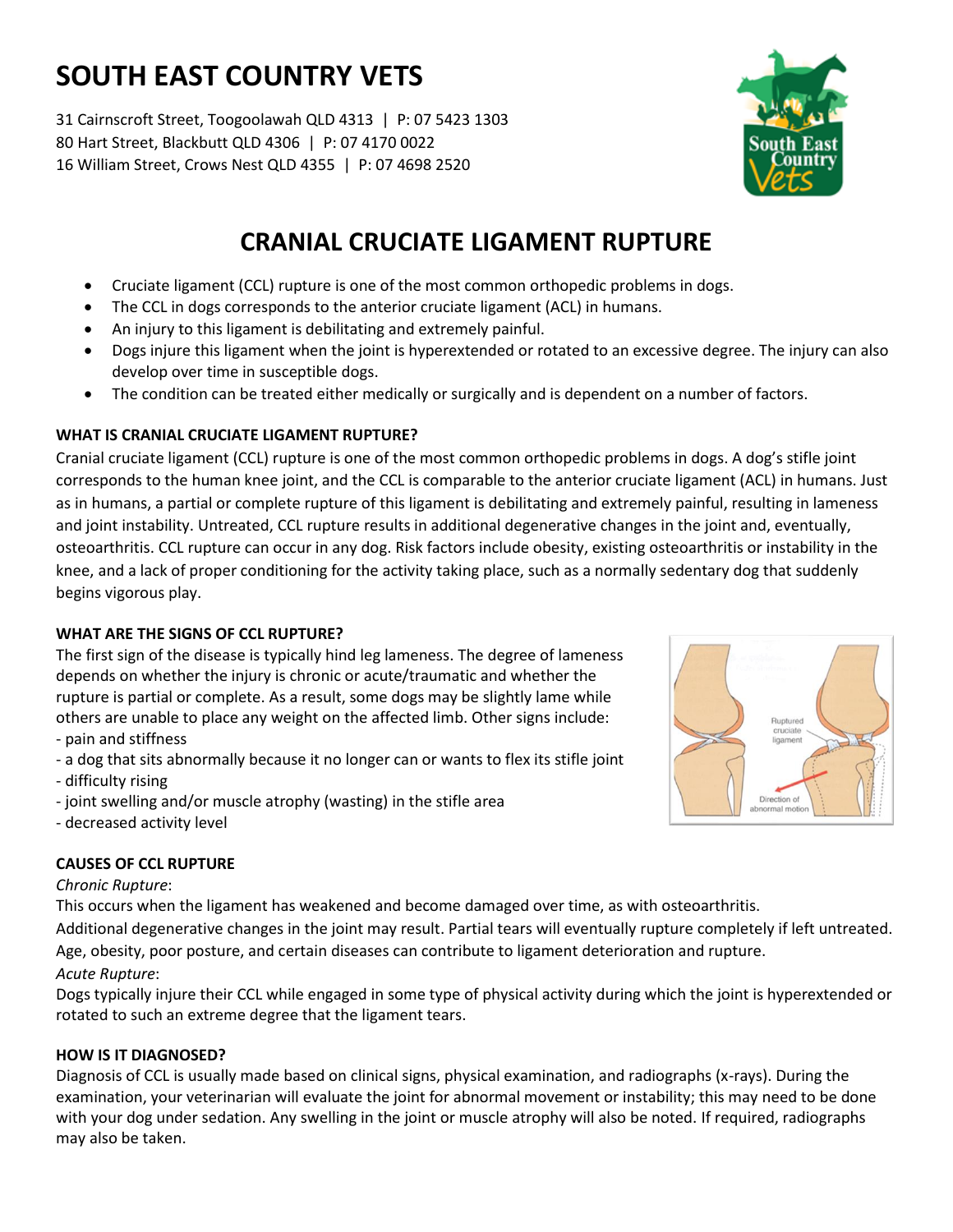# SOUTH EAST COUNTRY VETS

31 Cairnscroft Street, Toogoolawah QLD 4313 | P: 07 5423 1303
80 Hart Street, Blackbutt QLD 4306 | P: 07 4170 0022
16 William Street, Crows Nest QLD 4355 | P: 07 4698 2520

## CRANIAL CRUCIATE LIGAMENT RUPTURE

- Cruciate ligament (CCL) rupture is one of the most common orthopedic problems in dogs.
- The CCL in dogs corresponds to the anterior cruciate ligament (ACL) in humans.
- An injury to this ligament is debilitating and extremely painful.
- Dogs injure this ligament when the joint is hyperextended or rotated to an excessive degree. The injury can also develop over time in susceptible dogs.
- The condition can be treated either medically or surgically and is dependent on a number of factors.

### WHAT IS CRANIAL CRUCIATE LIGAMENT RUPTURE?

Cranial cruciate ligament (CCL) rupture is one of the most common orthopedic problems in dogs. A dog's stifle joint corresponds to the human knee joint, and the CCL is comparable to the anterior cruciate ligament (ACL) in humans. Just as in humans, a partial or complete rupture of this ligament is debilitating and extremely painful, resulting in lameness and joint instability. Untreated, CCL rupture results in additional degenerative changes in the joint and, eventually, osteoarthritis. CCL rupture can occur in any dog. Risk factors include obesity, existing osteoarthritis or instability in the knee, and a lack of proper conditioning for the activity taking place, such as a normally sedentary dog that suddenly begins vigorous play.

### WHAT ARE THE SIGNS OF CCL RUPTURE?

The first sign of the disease is typically hind leg lameness. The degree of lameness depends on whether the injury is chronic or acute/traumatic and whether the rupture is partial or complete. As a result, some dogs may be slightly lame while others are unable to place any weight on the affected limb. Other signs include:

- pain and stiffness
- a dog that sits abnormally because it no longer can or wants to flex its stifle joint
- difficulty rising
- joint swelling and/or muscle atrophy (wasting) in the stifle area
- decreased activity level

### CAUSES OF CCL RUPTURE

*Chronic Rupture*:

This occurs when the ligament has weakened and become damaged over time, as with osteoarthritis.
Additional degenerative changes in the joint may result. Partial tears will eventually rupture completely if left untreated.
Age, obesity, poor posture, and certain diseases can contribute to ligament deterioration and rupture.

*Acute Rupture*:

Dogs typically injure their CCL while engaged in some type of physical activity during which the joint is hyperextended or rotated to such an extreme degree that the ligament tears.

### HOW IS IT DIAGNOSED?

Diagnosis of CCL is usually made based on clinical signs, physical examination, and radiographs (x-rays). During the examination, your veterinarian will evaluate the joint for abnormal movement or instability; this may need to be done with your dog under sedation. Any swelling in the joint or muscle atrophy will also be noted. If required, radiographs may also be taken.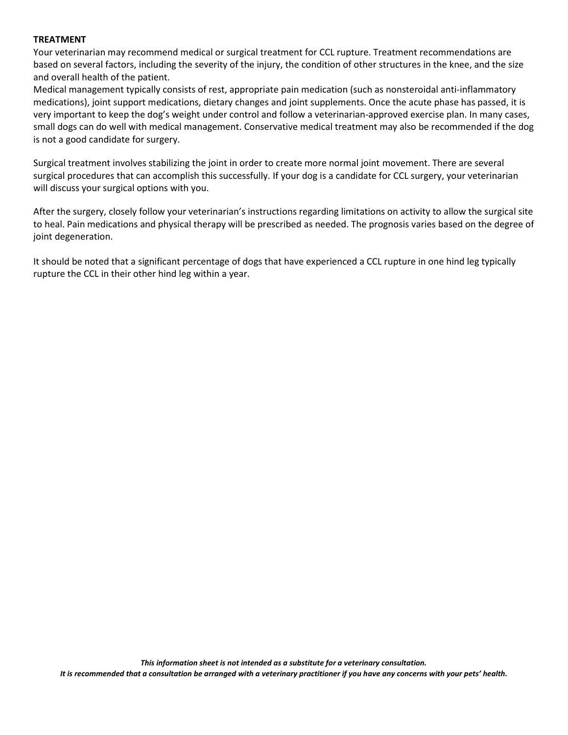**TREATMENT**

Your veterinarian may recommend medical or surgical treatment for CCL rupture. Treatment recommendations are based on several factors, including the severity of the injury, the condition of other structures in the knee, and the size and overall health of the patient.

Medical management typically consists of rest, appropriate pain medication (such as nonsteroidal anti-inflammatory medications), joint support medications, dietary changes and joint supplements. Once the acute phase has passed, it is very important to keep the dog's weight under control and follow a veterinarian-approved exercise plan. In many cases, small dogs can do well with medical management. Conservative medical treatment may also be recommended if the dog is not a good candidate for surgery.

Surgical treatment involves stabilizing the joint in order to create more normal joint movement. There are several surgical procedures that can accomplish this successfully. If your dog is a candidate for CCL surgery, your veterinarian will discuss your surgical options with you.

After the surgery, closely follow your veterinarian's instructions regarding limitations on activity to allow the surgical site to heal. Pain medications and physical therapy will be prescribed as needed. The prognosis varies based on the degree of joint degeneration.

It should be noted that a significant percentage of dogs that have experienced a CCL rupture in one hind leg typically rupture the CCL in their other hind leg within a year.

***This information sheet is not intended as a substitute for a veterinary consultation.***
***It is recommended that a consultation be arranged with a veterinary practitioner if you have any concerns with your pets' health.***